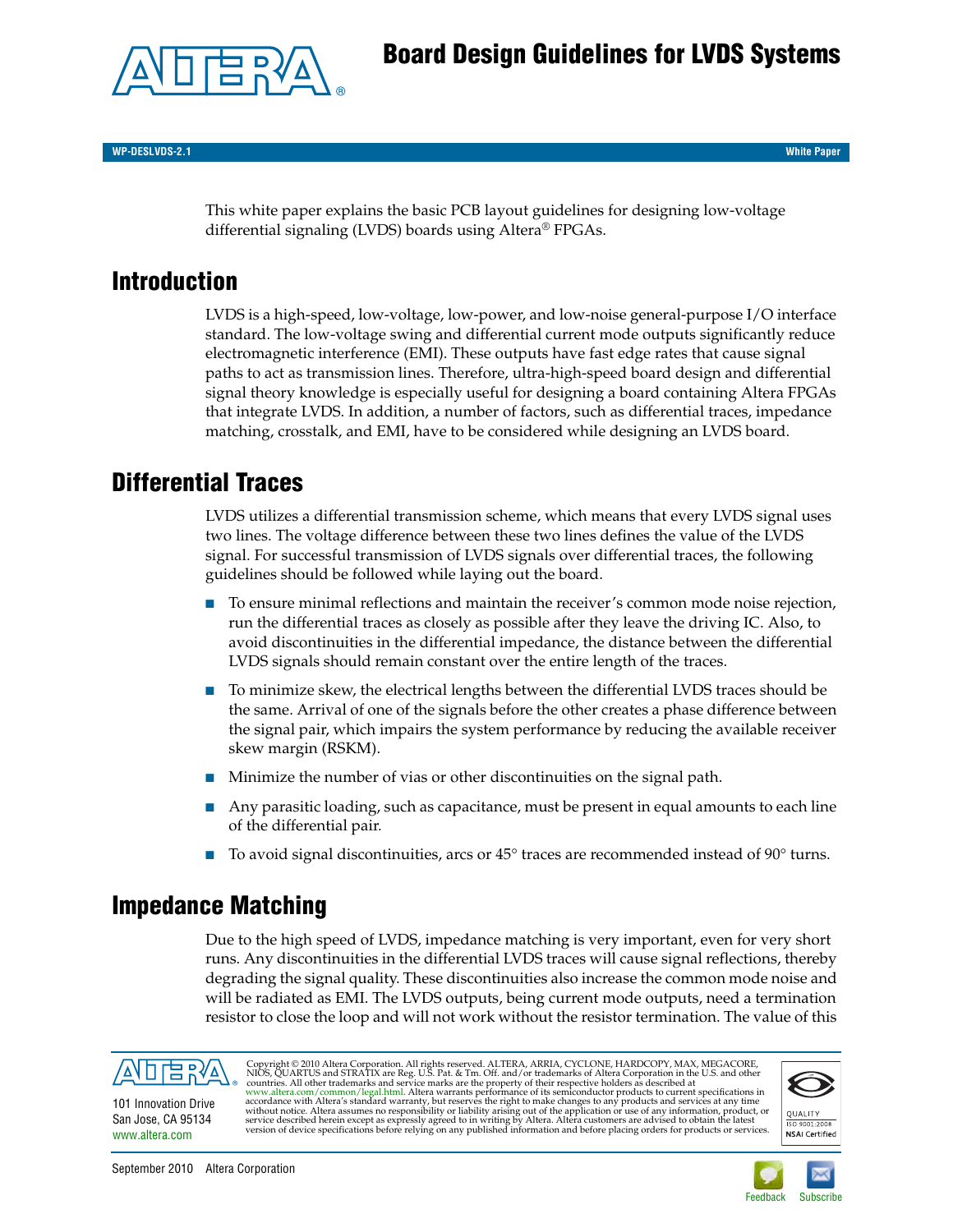# Board Design Guidelines for LVDS Systems

WP-DESLVDS-2.1 White Paper

This white paper explains the basic PCB layout guidelines for designing low-voltage differential signaling (LVDS) boards using Altera® FPGAs.

## Introduction

LVDS is a high-speed, low-voltage, low-power, and low-noise general-purpose I/O interface standard. The low-voltage swing and differential current mode outputs significantly reduce electromagnetic interference (EMI). These outputs have fast edge rates that cause signal paths to act as transmission lines. Therefore, ultra-high-speed board design and differential signal theory knowledge is especially useful for designing a board containing Altera FPGAs that integrate LVDS. In addition, a number of factors, such as differential traces, impedance matching, crosstalk, and EMI, have to be considered while designing an LVDS board.

## Differential Traces

LVDS utilizes a differential transmission scheme, which means that every LVDS signal uses two lines. The voltage difference between these two lines defines the value of the LVDS signal. For successful transmission of LVDS signals over differential traces, the following guidelines should be followed while laying out the board.

- To ensure minimal reflections and maintain the receiver's common mode noise rejection, run the differential traces as closely as possible after they leave the driving IC. Also, to avoid discontinuities in the differential impedance, the distance between the differential LVDS signals should remain constant over the entire length of the traces.
- To minimize skew, the electrical lengths between the differential LVDS traces should be the same. Arrival of one of the signals before the other creates a phase difference between the signal pair, which impairs the system performance by reducing the available receiver skew margin (RSKM).
- Minimize the number of vias or other discontinuities on the signal path.
- Any parasitic loading, such as capacitance, must be present in equal amounts to each line of the differential pair.
- To avoid signal discontinuities, arcs or 45° traces are recommended instead of 90° turns.

## Impedance Matching

Due to the high speed of LVDS, impedance matching is very important, even for very short runs. Any discontinuities in the differential LVDS traces will cause signal reflections, thereby degrading the signal quality. These discontinuities also increase the common mode noise and will be radiated as EMI. The LVDS outputs, being current mode outputs, need a termination resistor to close the loop and will not work without the resistor termination. The value of this

101 Innovation Drive
San Jose, CA 95134
www.altera.com

Copyright © 2010 Altera Corporation. All rights reserved. ALTERA, ARRIA, CYCLONE, HARDCOPY, MAX, MEGACORE, NIOS, QUARTUS and STRATIX are Reg. U.S. Pat. & Tm. Off. and/or trademarks of Altera Corporation in the U.S. and other countries. All other trademarks and service marks are the property of their respective holders as described at www.altera.com/common/legal.html. Altera warrants performance of its semiconductor products to current specifications in accordance with Altera's standard warranty, but reserves the right to make changes to any products and services at any time without notice. Altera assumes no responsibility or liability arising out of the application or use of any information, product, or service described herein except as expressly agreed to in writing by Altera. Altera customers are advised to obtain the latest version of device specifications before relying on any published information and before placing orders for products or services.

September 2010 Altera Corporation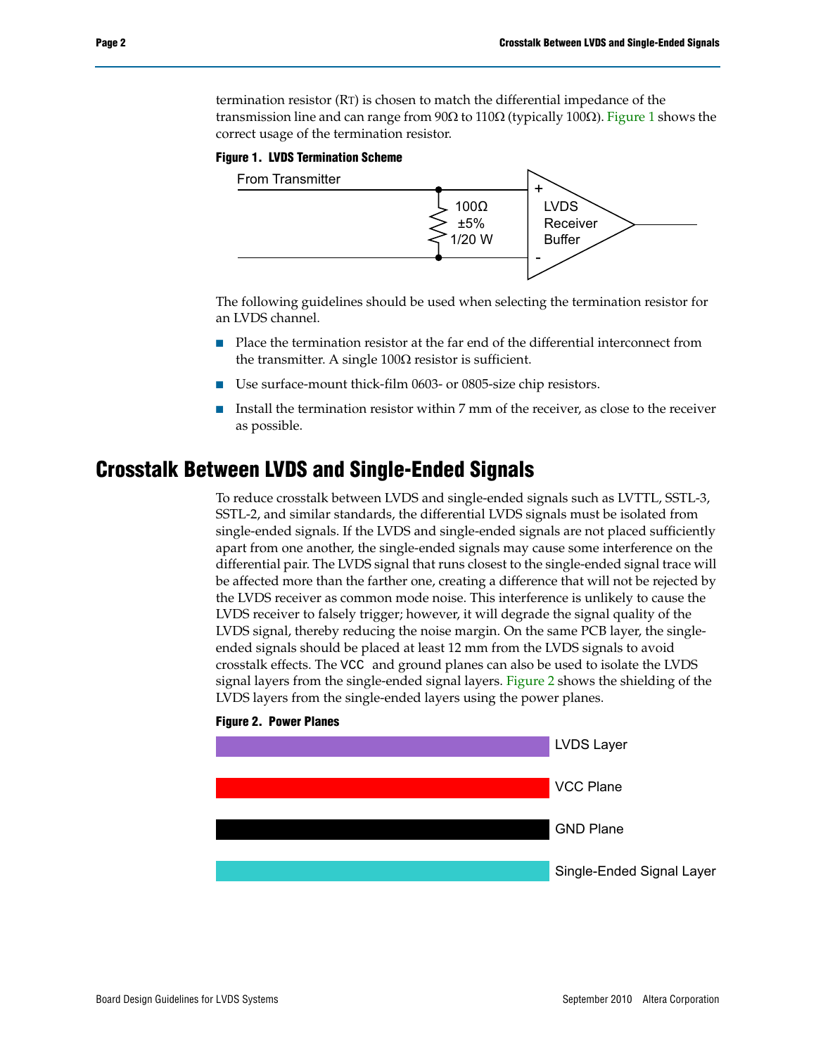termination resistor ($R_T$) is chosen to match the differential impedance of the transmission line and can range from 90Ω to 110Ω (typically 100Ω). Figure 1 shows the correct usage of the termination resistor.

**Figure 1. LVDS Termination Scheme**

The following guidelines should be used when selecting the termination resistor for an LVDS channel.

- Place the termination resistor at the far end of the differential interconnect from the transmitter. A single 100Ω resistor is sufficient.
- Use surface-mount thick-film 0603- or 0805-size chip resistors.
- Install the termination resistor within 7 mm of the receiver, as close to the receiver as possible.

# Crosstalk Between LVDS and Single-Ended Signals

To reduce crosstalk between LVDS and single-ended signals such as LVTTL, SSTL-3, SSTL-2, and similar standards, the differential LVDS signals must be isolated from single-ended signals. If the LVDS and single-ended signals are not placed sufficiently apart from one another, the single-ended signals may cause some interference on the differential pair. The LVDS signal that runs closest to the single-ended signal trace will be affected more than the farther one, creating a difference that will not be rejected by the LVDS receiver as common mode noise. This interference is unlikely to cause the LVDS receiver to falsely trigger; however, it will degrade the signal quality of the LVDS signal, thereby reducing the noise margin. On the same PCB layer, the single-ended signals should be placed at least 12 mm from the LVDS signals to avoid crosstalk effects. The `VCC` and ground planes can also be used to isolate the LVDS signal layers from the single-ended signal layers. Figure 2 shows the shielding of the LVDS layers from the single-ended layers using the power planes.

**Figure 2. Power Planes**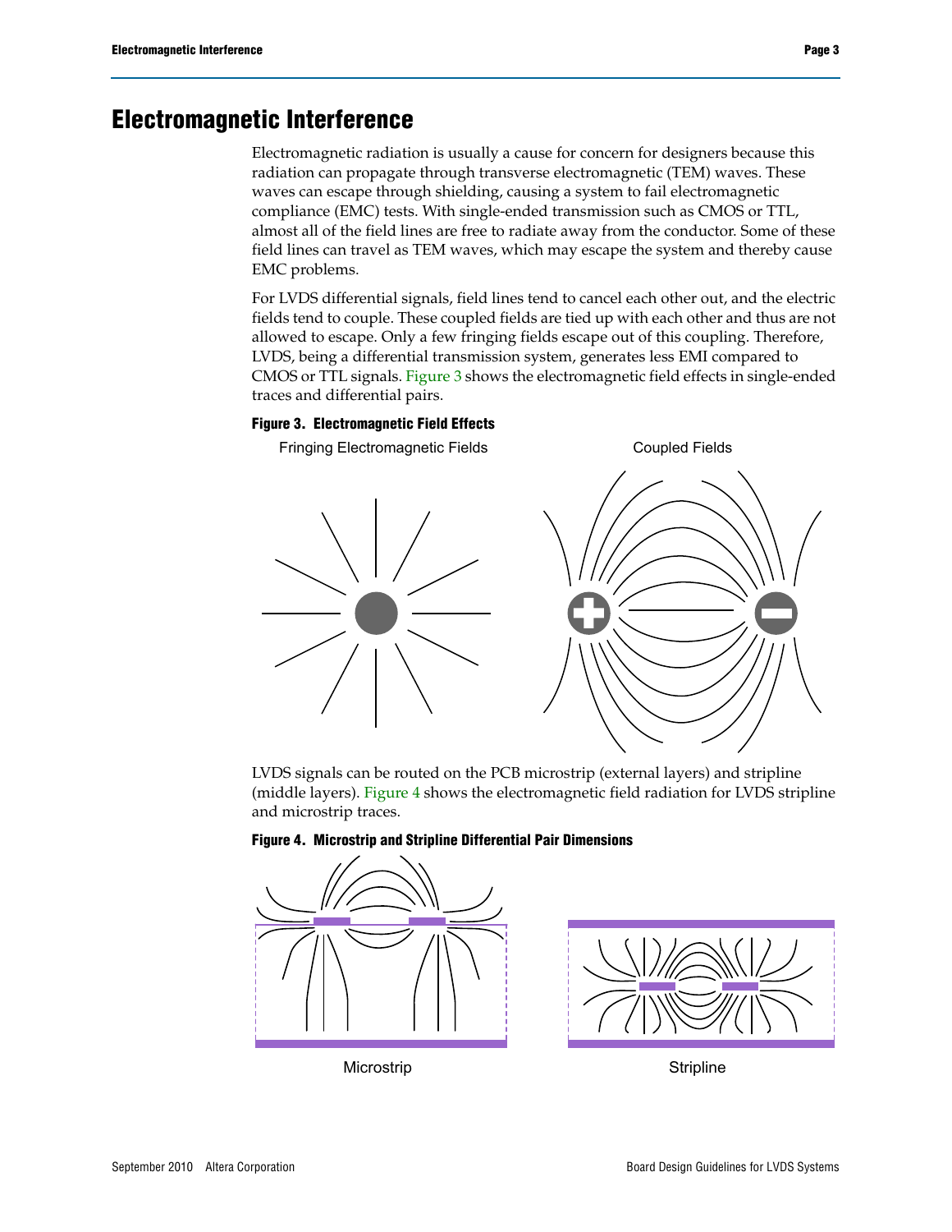# Electromagnetic Interference

Electromagnetic radiation is usually a cause for concern for designers because this radiation can propagate through transverse electromagnetic (TEM) waves. These waves can escape through shielding, causing a system to fail electromagnetic compliance (EMC) tests. With single-ended transmission such as CMOS or TTL, almost all of the field lines are free to radiate away from the conductor. Some of these field lines can travel as TEM waves, which may escape the system and thereby cause EMC problems.

For LVDS differential signals, field lines tend to cancel each other out, and the electric fields tend to couple. These coupled fields are tied up with each other and thus are not allowed to escape. Only a few fringing fields escape out of this coupling. Therefore, LVDS, being a differential transmission system, generates less EMI compared to CMOS or TTL signals. Figure 3 shows the electromagnetic field effects in single-ended traces and differential pairs.

**Figure 3. Electromagnetic Field Effects**

Fringing Electromagnetic Fields

Coupled Fields

LVDS signals can be routed on the PCB microstrip (external layers) and stripline (middle layers). Figure 4 shows the electromagnetic field radiation for LVDS stripline and microstrip traces.

**Figure 4. Microstrip and Stripline Differential Pair Dimensions**

Microstrip

Stripline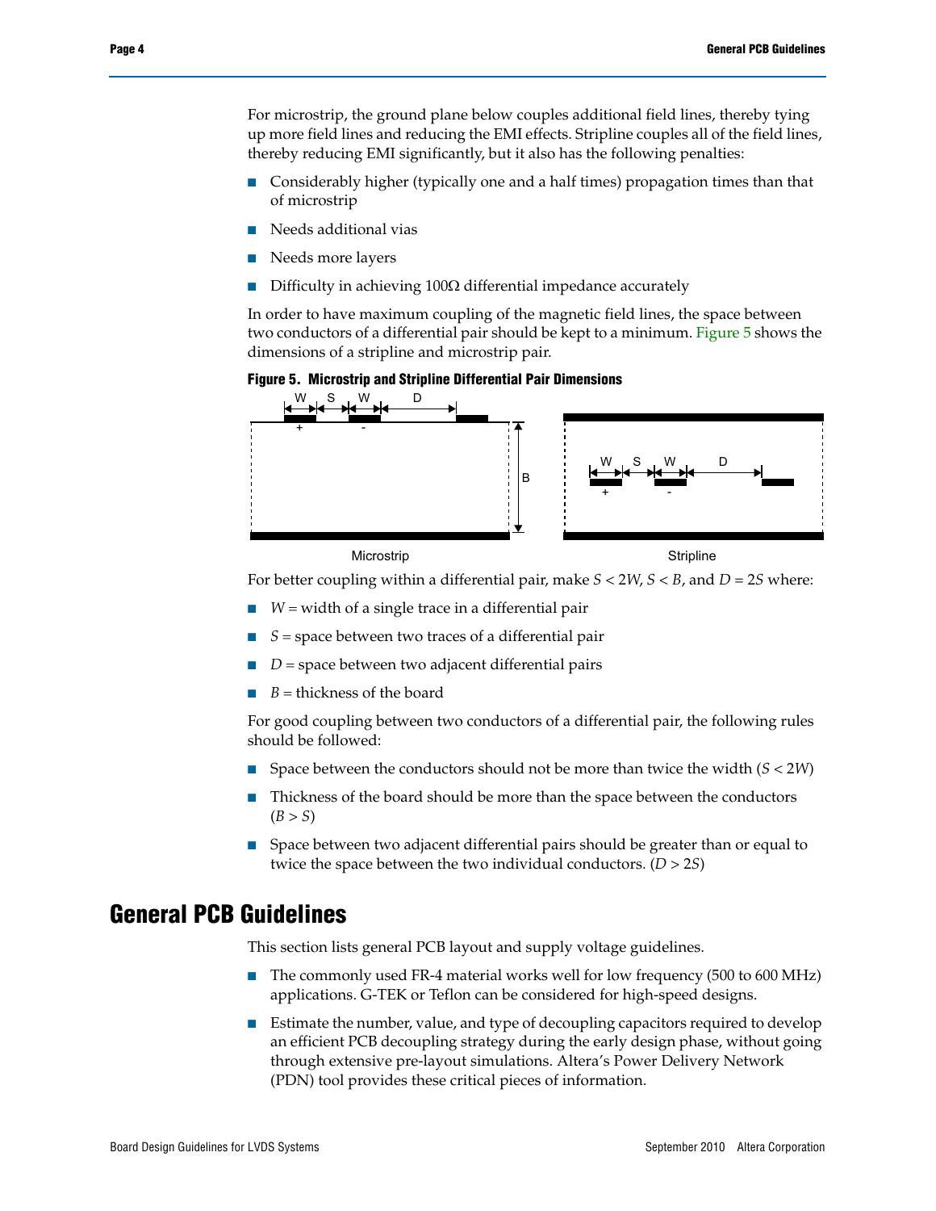For microstrip, the ground plane below couples additional field lines, thereby tying up more field lines and reducing the EMI effects. Stripline couples all of the field lines, thereby reducing EMI significantly, but it also has the following penalties:

- Considerably higher (typically one and a half times) propagation times than that of microstrip
- Needs additional vias
- Needs more layers
- Difficulty in achieving 100Ω differential impedance accurately

In order to have maximum coupling of the magnetic field lines, the space between two conductors of a differential pair should be kept to a minimum. Figure 5 shows the dimensions of a stripline and microstrip pair.

**Figure 5. Microstrip and Stripline Differential Pair Dimensions**

For better coupling within a differential pair, make $S < 2W$, $S < B$, and $D = 2S$ where:

- $W$ = width of a single trace in a differential pair
- $S$ = space between two traces of a differential pair
- $D$ = space between two adjacent differential pairs
- $B$ = thickness of the board

For good coupling between two conductors of a differential pair, the following rules should be followed:

- Space between the conductors should not be more than twice the width ($S < 2W$)
- Thickness of the board should be more than the space between the conductors ($B > S$)
- Space between two adjacent differential pairs should be greater than or equal to twice the space between the two individual conductors. ($D > 2S$)

# General PCB Guidelines

This section lists general PCB layout and supply voltage guidelines.

- The commonly used FR-4 material works well for low frequency (500 to 600 MHz) applications. G-TEK or Teflon can be considered for high-speed designs.
- Estimate the number, value, and type of decoupling capacitors required to develop an efficient PCB decoupling strategy during the early design phase, without going through extensive pre-layout simulations. Altera's Power Delivery Network (PDN) tool provides these critical pieces of information.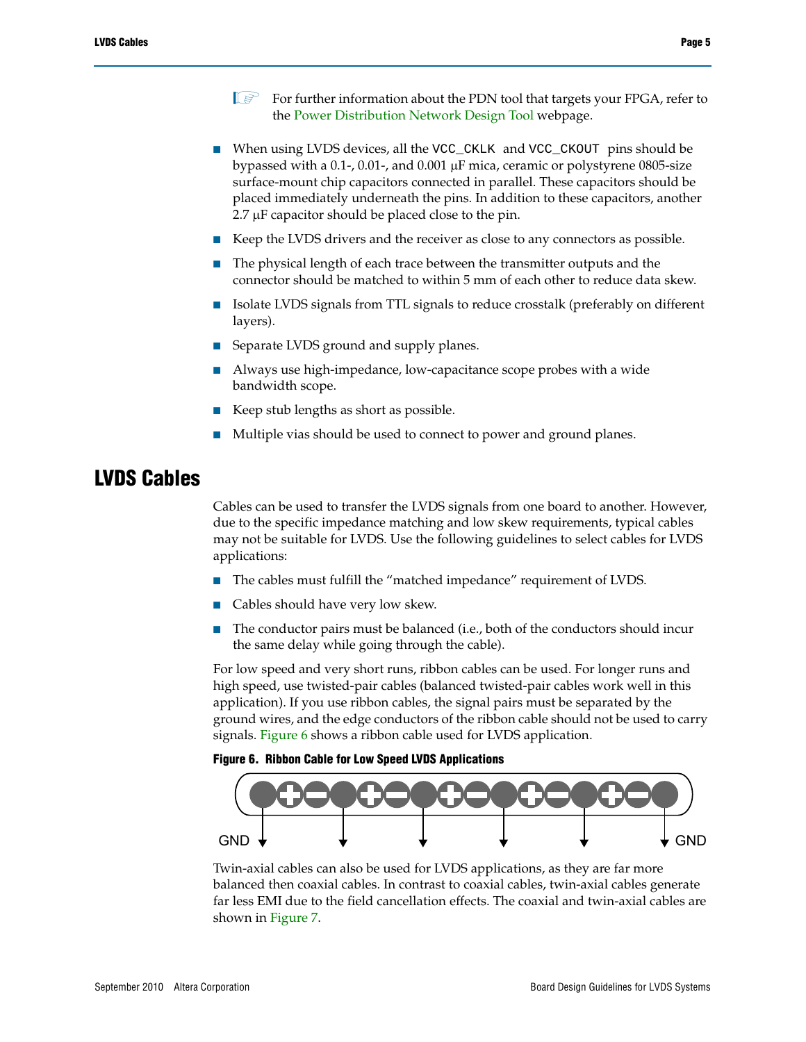For further information about the PDN tool that targets your FPGA, refer to the Power Distribution Network Design Tool webpage.

- When using LVDS devices, all the VCC_CKLK and VCC_CKOUT pins should be bypassed with a 0.1-, 0.01-, and 0.001 μF mica, ceramic or polystyrene 0805-size surface-mount chip capacitors connected in parallel. These capacitors should be placed immediately underneath the pins. In addition to these capacitors, another 2.7 μF capacitor should be placed close to the pin.
- Keep the LVDS drivers and the receiver as close to any connectors as possible.
- The physical length of each trace between the transmitter outputs and the connector should be matched to within 5 mm of each other to reduce data skew.
- Isolate LVDS signals from TTL signals to reduce crosstalk (preferably on different layers).
- Separate LVDS ground and supply planes.
- Always use high-impedance, low-capacitance scope probes with a wide bandwidth scope.
- Keep stub lengths as short as possible.
- Multiple vias should be used to connect to power and ground planes.

# LVDS Cables

Cables can be used to transfer the LVDS signals from one board to another. However, due to the specific impedance matching and low skew requirements, typical cables may not be suitable for LVDS. Use the following guidelines to select cables for LVDS applications:

- The cables must fulfill the "matched impedance" requirement of LVDS.
- Cables should have very low skew.
- The conductor pairs must be balanced (i.e., both of the conductors should incur the same delay while going through the cable).

For low speed and very short runs, ribbon cables can be used. For longer runs and high speed, use twisted-pair cables (balanced twisted-pair cables work well in this application). If you use ribbon cables, the signal pairs must be separated by the ground wires, and the edge conductors of the ribbon cable should not be used to carry signals. Figure 6 shows a ribbon cable used for LVDS application.

**Figure 6. Ribbon Cable for Low Speed LVDS Applications**

GND GND

Twin-axial cables can also be used for LVDS applications, as they are far more balanced then coaxial cables. In contrast to coaxial cables, twin-axial cables generate far less EMI due to the field cancellation effects. The coaxial and twin-axial cables are shown in Figure 7.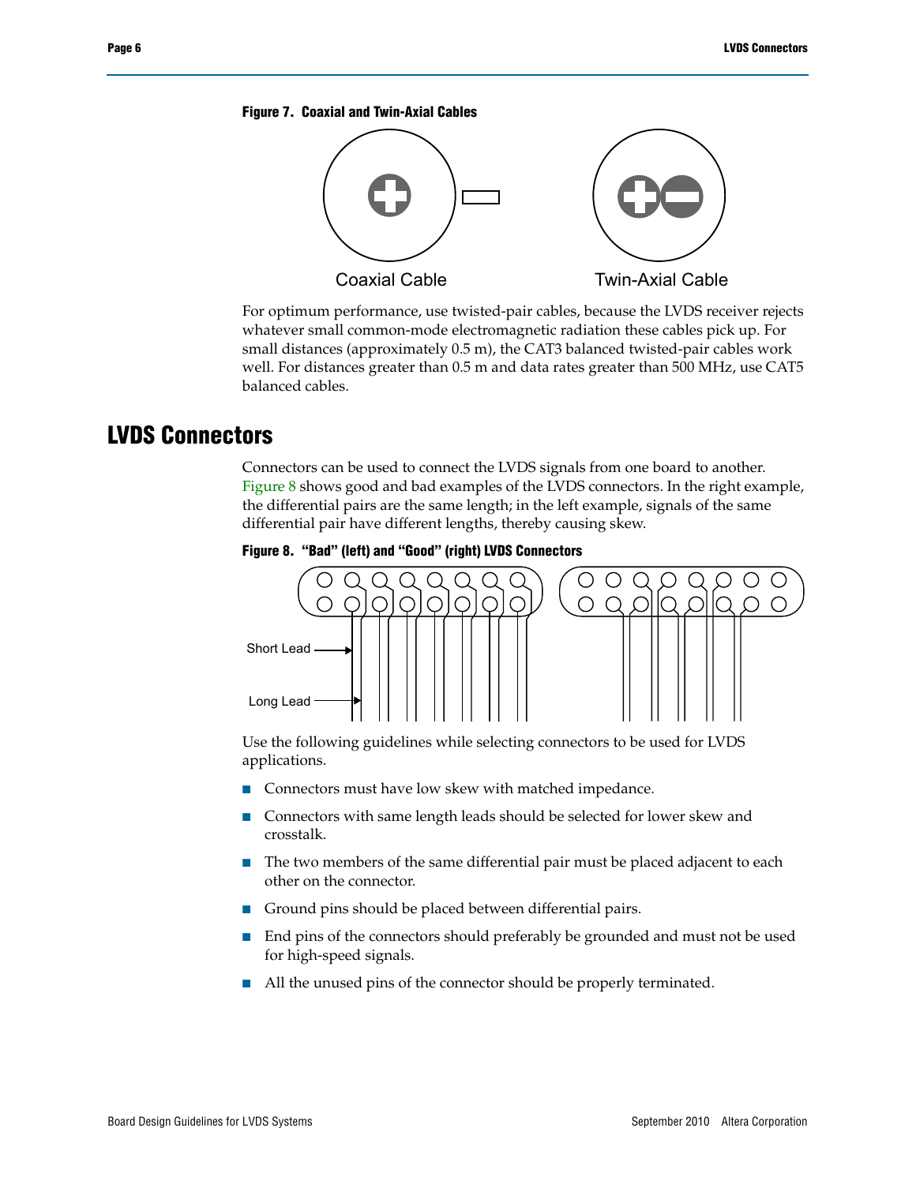**Figure 7. Coaxial and Twin-Axial Cables**

For optimum performance, use twisted-pair cables, because the LVDS receiver rejects whatever small common-mode electromagnetic radiation these cables pick up. For small distances (approximately 0.5 m), the CAT3 balanced twisted-pair cables work well. For distances greater than 0.5 m and data rates greater than 500 MHz, use CAT5 balanced cables.

# LVDS Connectors

Connectors can be used to connect the LVDS signals from one board to another. Figure 8 shows good and bad examples of the LVDS connectors. In the right example, the differential pairs are the same length; in the left example, signals of the same differential pair have different lengths, thereby causing skew.

**Figure 8. "Bad" (left) and "Good" (right) LVDS Connectors**

Use the following guidelines while selecting connectors to be used for LVDS applications.

- Connectors must have low skew with matched impedance.
- Connectors with same length leads should be selected for lower skew and crosstalk.
- The two members of the same differential pair must be placed adjacent to each other on the connector.
- Ground pins should be placed between differential pairs.
- End pins of the connectors should preferably be grounded and must not be used for high-speed signals.
- All the unused pins of the connector should be properly terminated.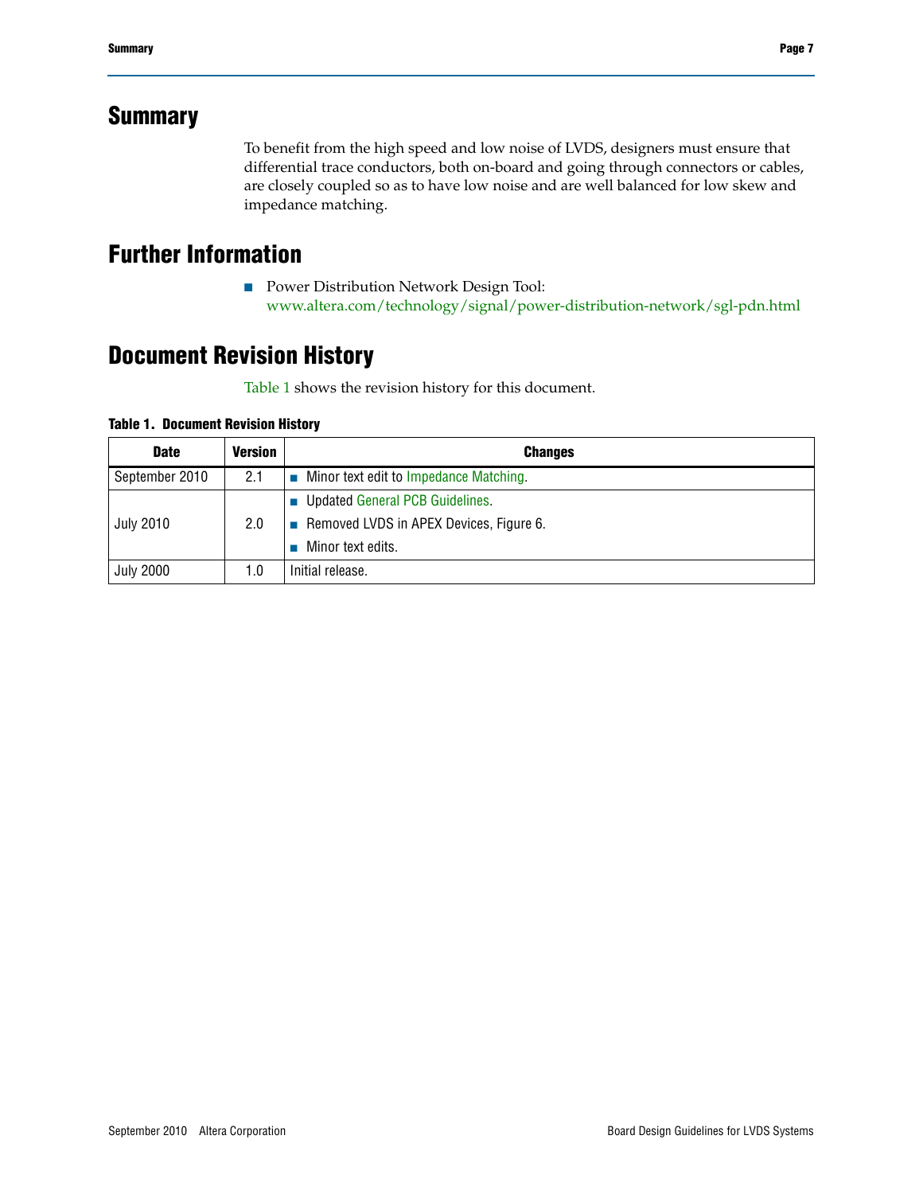## Summary

To benefit from the high speed and low noise of LVDS, designers must ensure that differential trace conductors, both on-board and going through connectors or cables, are closely coupled so as to have low noise and are well balanced for low skew and impedance matching.

## Further Information

- Power Distribution Network Design Tool: www.altera.com/technology/signal/power-distribution-network/sgl-pdn.html

## Document Revision History

Table 1 shows the revision history for this document.

**Table 1. Document Revision History**

| Date | Version | Changes |
|---|---|---|
| September 2010 | 2.1 | ■ Minor text edit to Impedance Matching. |
| July 2010 | 2.0 | ■ Updated General PCB Guidelines.<br>■ Removed LVDS in APEX Devices, Figure 6.<br>■ Minor text edits. |
| July 2000 | 1.0 | Initial release. |